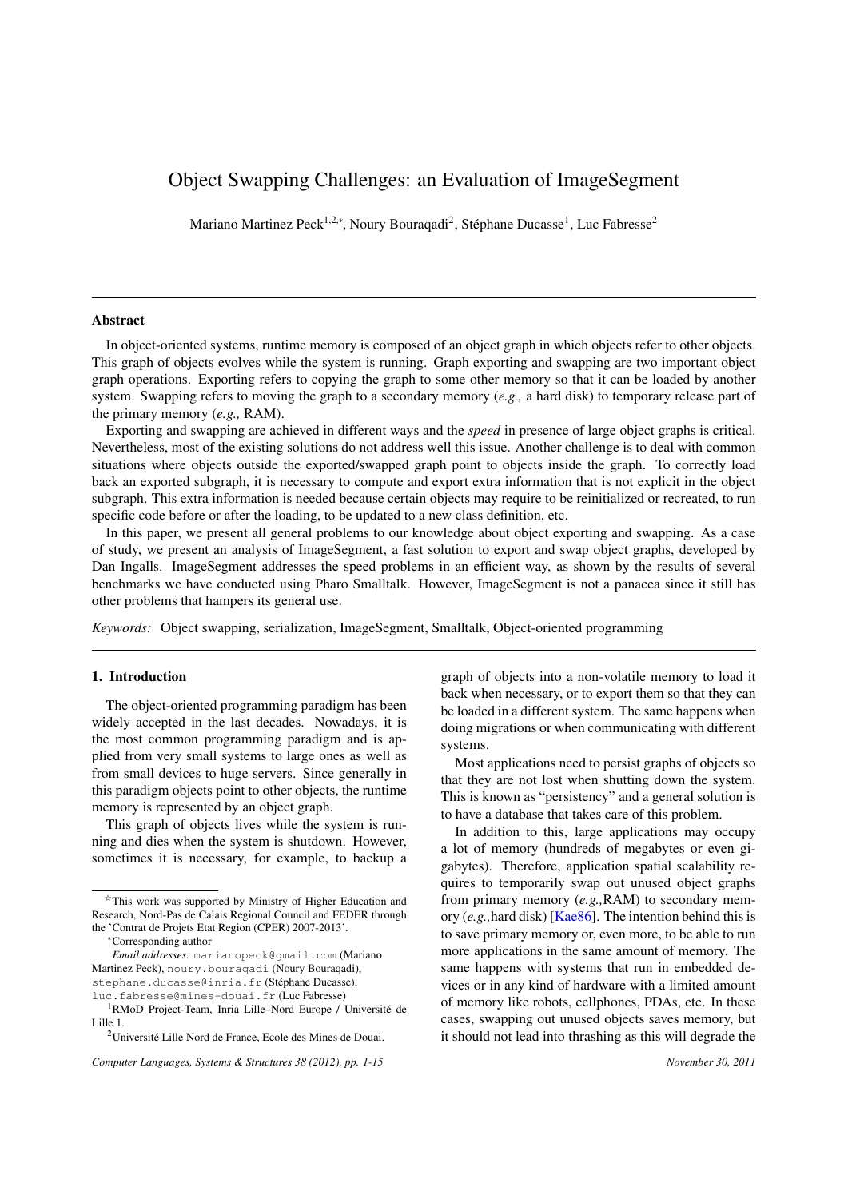# Object Swapping Challenges: an Evaluation of ImageSegment

Mariano Martinez Peck[1,2,*], Noury Bouraqadi[2], Stéphane Ducasse[1], Luc Fabresse[2]

## Abstract

In object-oriented systems, runtime memory is composed of an object graph in which objects refer to other objects. This graph of objects evolves while the system is running. Graph exporting and swapping are two important object graph operations. Exporting refers to copying the graph to some other memory so that it can be loaded by another system. Swapping refers to moving the graph to a secondary memory (*e.g.,* a hard disk) to temporary release part of the primary memory (*e.g.,* RAM).

Exporting and swapping are achieved in different ways and the *speed* in presence of large object graphs is critical. Nevertheless, most of the existing solutions do not address well this issue. Another challenge is to deal with common situations where objects outside the exported/swapped graph point to objects inside the graph. To correctly load back an exported subgraph, it is necessary to compute and export extra information that is not explicit in the object subgraph. This extra information is needed because certain objects may require to be reinitialized or recreated, to run specific code before or after the loading, to be updated to a new class definition, etc.

In this paper, we present all general problems to our knowledge about object exporting and swapping. As a case of study, we present an analysis of ImageSegment, a fast solution to export and swap object graphs, developed by Dan Ingalls. ImageSegment addresses the speed problems in an efficient way, as shown by the results of several benchmarks we have conducted using Pharo Smalltalk. However, ImageSegment is not a panacea since it still has other problems that hampers its general use.

*Keywords:* Object swapping, serialization, ImageSegment, Smalltalk, Object-oriented programming

## 1. Introduction

The object-oriented programming paradigm has been widely accepted in the last decades. Nowadays, it is the most common programming paradigm and is applied from very small systems to large ones as well as from small devices to huge servers. Since generally in this paradigm objects point to other objects, the runtime memory is represented by an object graph.

This graph of objects lives while the system is running and dies when the system is shutdown. However, sometimes it is necessary, for example, to backup a graph of objects into a non-volatile memory to load it back when necessary, or to export them so that they can be loaded in a different system. The same happens when doing migrations or when communicating with different systems.

Most applications need to persist graphs of objects so that they are not lost when shutting down the system. This is known as "persistency" and a general solution is to have a database that takes care of this problem.

In addition to this, large applications may occupy a lot of memory (hundreds of megabytes or even gigabytes). Therefore, application spatial scalability requires to temporarily swap out unused object graphs from primary memory (*e.g.,*RAM) to secondary memory (*e.g.,*hard disk) [Kae86]. The intention behind this is to save primary memory or, even more, to be able to run more applications in the same amount of memory. The same happens with systems that run in embedded devices or in any kind of hardware with a limited amount of memory like robots, cellphones, PDAs, etc. In these cases, swapping out unused objects saves memory, but it should not lead into thrashing as this will degrade the

---

[☆] This work was supported by Ministry of Higher Education and Research, Nord-Pas de Calais Regional Council and FEDER through the 'Contrat de Projets Etat Region (CPER) 2007-2013'.

[*] Corresponding author

*Email addresses:* marianopeck@gmail.com (Mariano Martinez Peck), noury.bouraqadi (Noury Bouraqadi), stephane.ducasse@inria.fr (Stéphane Ducasse), luc.fabresse@mines-douai.fr (Luc Fabresse)

[1] RMoD Project-Team, Inria Lille–Nord Europe / Université de Lille 1.

[2] Université Lille Nord de France, Ecole des Mines de Douai.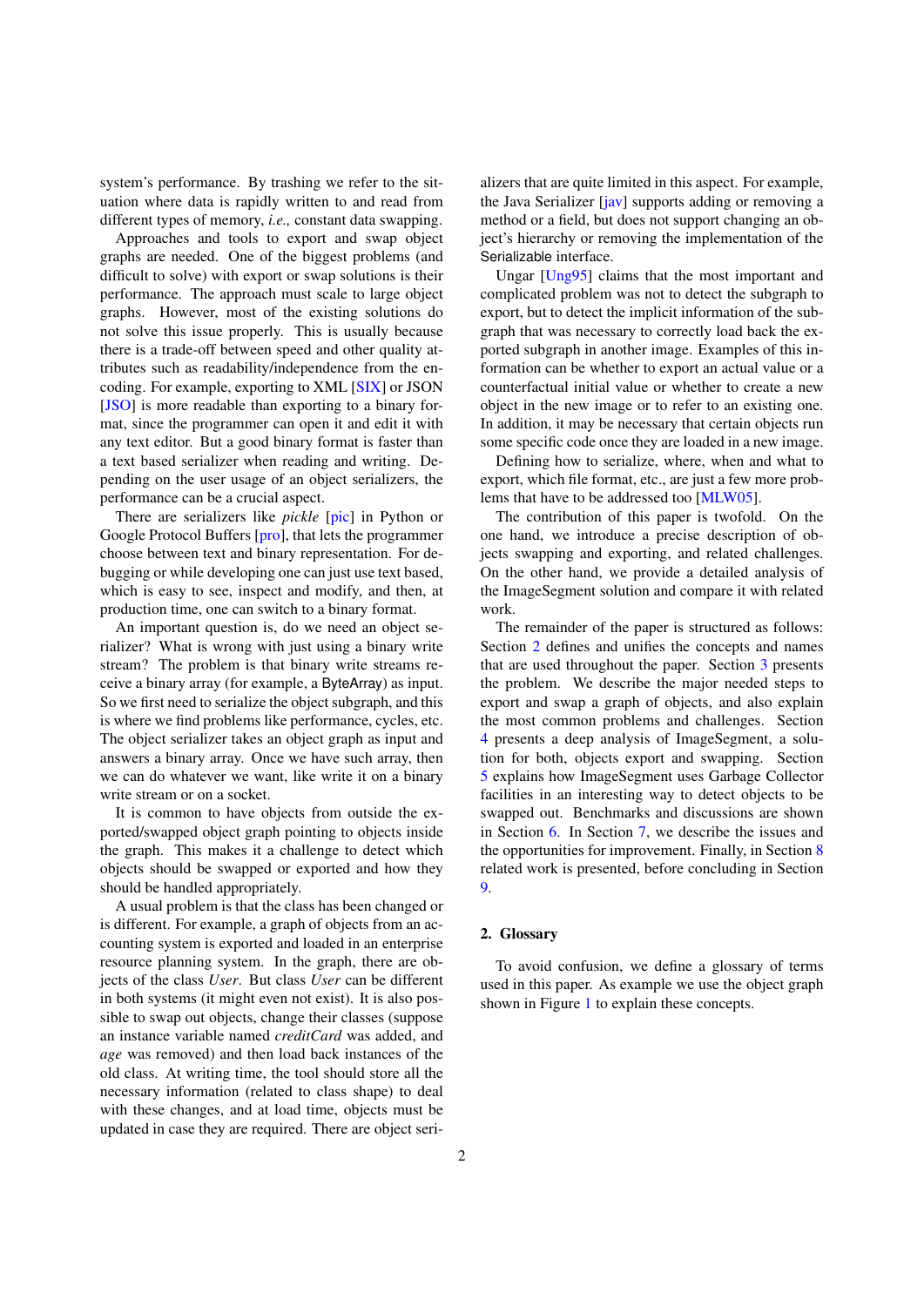system's performance. By trashing we refer to the situation where data is rapidly written to and read from different types of memory, *i.e.,* constant data swapping.

Approaches and tools to export and swap object graphs are needed. One of the biggest problems (and difficult to solve) with export or swap solutions is their performance. The approach must scale to large object graphs. However, most of the existing solutions do not solve this issue properly. This is usually because there is a trade-off between speed and other quality attributes such as readability/independence from the encoding. For example, exporting to XML [SIX] or JSON [JSO] is more readable than exporting to a binary format, since the programmer can open it and edit it with any text editor. But a good binary format is faster than a text based serializer when reading and writing. Depending on the user usage of an object serializers, the performance can be a crucial aspect.

There are serializers like *pickle* [pic] in Python or Google Protocol Buffers [pro], that lets the programmer choose between text and binary representation. For debugging or while developing one can just use text based, which is easy to see, inspect and modify, and then, at production time, one can switch to a binary format.

An important question is, do we need an object serializer? What is wrong with just using a binary write stream? The problem is that binary write streams receive a binary array (for example, a ByteArray) as input. So we first need to serialize the object subgraph, and this is where we find problems like performance, cycles, etc. The object serializer takes an object graph as input and answers a binary array. Once we have such array, then we can do whatever we want, like write it on a binary write stream or on a socket.

It is common to have objects from outside the exported/swapped object graph pointing to objects inside the graph. This makes it a challenge to detect which objects should be swapped or exported and how they should be handled appropriately.

A usual problem is that the class has been changed or is different. For example, a graph of objects from an accounting system is exported and loaded in an enterprise resource planning system. In the graph, there are objects of the class *User*. But class *User* can be different in both systems (it might even not exist). It is also possible to swap out objects, change their classes (suppose an instance variable named *creditCard* was added, and *age* was removed) and then load back instances of the old class. At writing time, the tool should store all the necessary information (related to class shape) to deal with these changes, and at load time, objects must be updated in case they are required. There are object serializers that are quite limited in this aspect. For example, the Java Serializer [jav] supports adding or removing a method or a field, but does not support changing an object's hierarchy or removing the implementation of the Serializable interface.

Ungar [Ung95] claims that the most important and complicated problem was not to detect the subgraph to export, but to detect the implicit information of the subgraph that was necessary to correctly load back the exported subgraph in another image. Examples of this information can be whether to export an actual value or a counterfactual initial value or whether to create a new object in the new image or to refer to an existing one. In addition, it may be necessary that certain objects run some specific code once they are loaded in a new image.

Defining how to serialize, where, when and what to export, which file format, etc., are just a few more problems that have to be addressed too [MLW05].

The contribution of this paper is twofold. On the one hand, we introduce a precise description of objects swapping and exporting, and related challenges. On the other hand, we provide a detailed analysis of the ImageSegment solution and compare it with related work.

The remainder of the paper is structured as follows: Section 2 defines and unifies the concepts and names that are used throughout the paper. Section 3 presents the problem. We describe the major needed steps to export and swap a graph of objects, and also explain the most common problems and challenges. Section 4 presents a deep analysis of ImageSegment, a solution for both, objects export and swapping. Section 5 explains how ImageSegment uses Garbage Collector facilities in an interesting way to detect objects to be swapped out. Benchmarks and discussions are shown in Section 6. In Section 7, we describe the issues and the opportunities for improvement. Finally, in Section 8 related work is presented, before concluding in Section 9.

## 2. Glossary

To avoid confusion, we define a glossary of terms used in this paper. As example we use the object graph shown in Figure 1 to explain these concepts.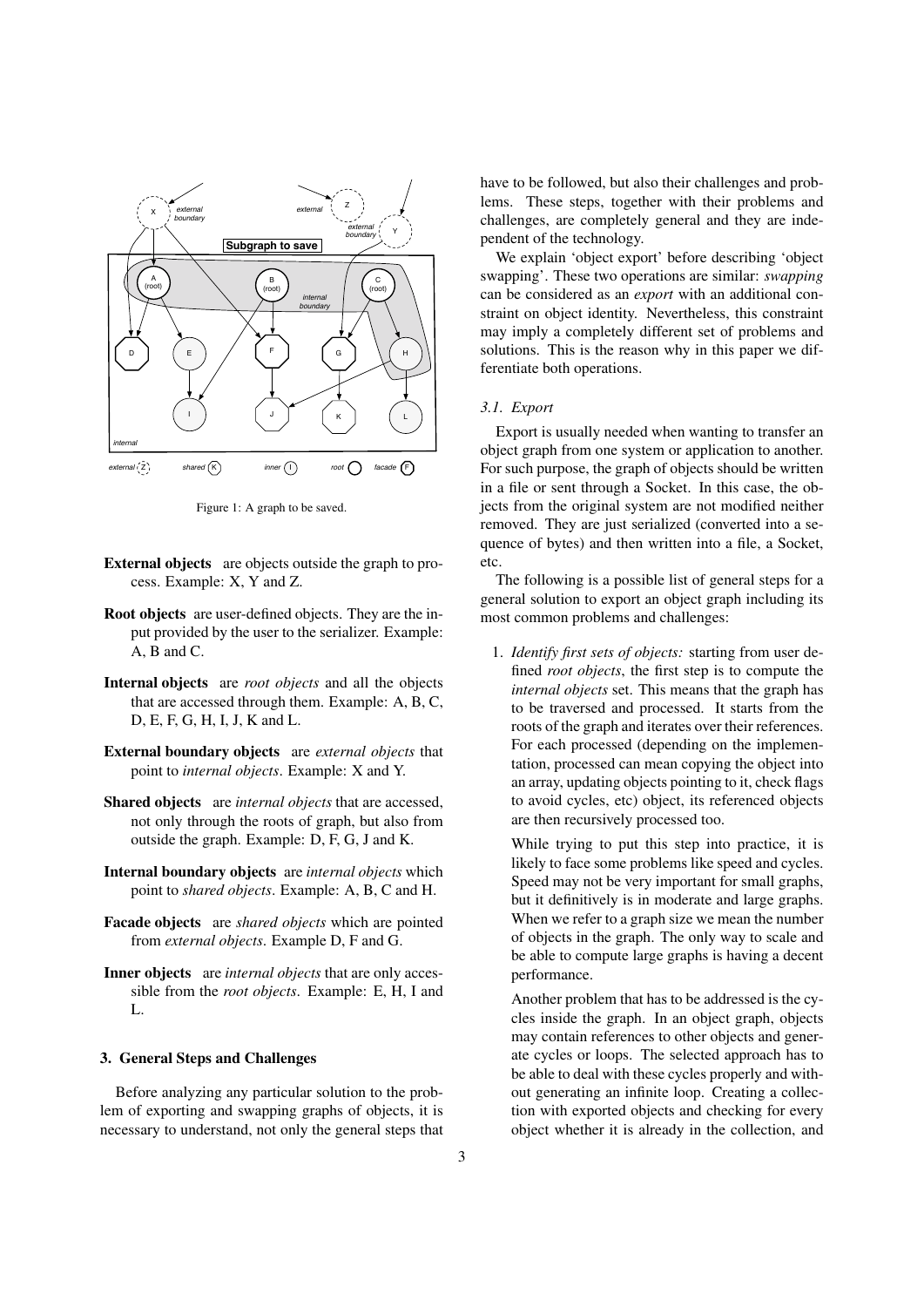external boundary

external

external boundary

Subgraph to save

A (root)

B (root)

C (root)

internal boundary

D E F G H

I J K L

internal

external Z    shared K    inner I    root    facade F

Figure 1: A graph to be saved.

**External objects** are objects outside the graph to process. Example: X, Y and Z.

**Root objects** are user-defined objects. They are the input provided by the user to the serializer. Example: A, B and C.

**Internal objects** are *root objects* and all the objects that are accessed through them. Example: A, B, C, D, E, F, G, H, I, J, K and L.

**External boundary objects** are *external objects* that point to *internal objects*. Example: X and Y.

**Shared objects** are *internal objects* that are accessed, not only through the roots of graph, but also from outside the graph. Example: D, F, G, J and K.

**Internal boundary objects** are *internal objects* which point to *shared objects*. Example: A, B, C and H.

**Facade objects** are *shared objects* which are pointed from *external objects*. Example D, F and G.

**Inner objects** are *internal objects* that are only accessible from the *root objects*. Example: E, H, I and L.

## 3. General Steps and Challenges

Before analyzing any particular solution to the problem of exporting and swapping graphs of objects, it is necessary to understand, not only the general steps that have to be followed, but also their challenges and problems. These steps, together with their problems and challenges, are completely general and they are independent of the technology.

We explain 'object export' before describing 'object swapping'. These two operations are similar: *swapping* can be considered as an *export* with an additional constraint on object identity. Nevertheless, this constraint may imply a completely different set of problems and solutions. This is the reason why in this paper we differentiate both operations.

### *3.1. Export*

Export is usually needed when wanting to transfer an object graph from one system or application to another. For such purpose, the graph of objects should be written in a file or sent through a Socket. In this case, the objects from the original system are not modified neither removed. They are just serialized (converted into a sequence of bytes) and then written into a file, a Socket, etc.

The following is a possible list of general steps for a general solution to export an object graph including its most common problems and challenges:

1. *Identify first sets of objects:* starting from user defined *root objects*, the first step is to compute the *internal objects* set. This means that the graph has to be traversed and processed. It starts from the roots of the graph and iterates over their references. For each processed (depending on the implementation, processed can mean copying the object into an array, updating objects pointing to it, check flags to avoid cycles, etc) object, its referenced objects are then recursively processed too.

   While trying to put this step into practice, it is likely to face some problems like speed and cycles. Speed may not be very important for small graphs, but it definitively is in moderate and large graphs. When we refer to a graph size we mean the number of objects in the graph. The only way to scale and be able to compute large graphs is having a decent performance.

   Another problem that has to be addressed is the cycles inside the graph. In an object graph, objects may contain references to other objects and generate cycles or loops. The selected approach has to be able to deal with these cycles properly and without generating an infinite loop. Creating a collection with exported objects and checking for every object whether it is already in the collection, and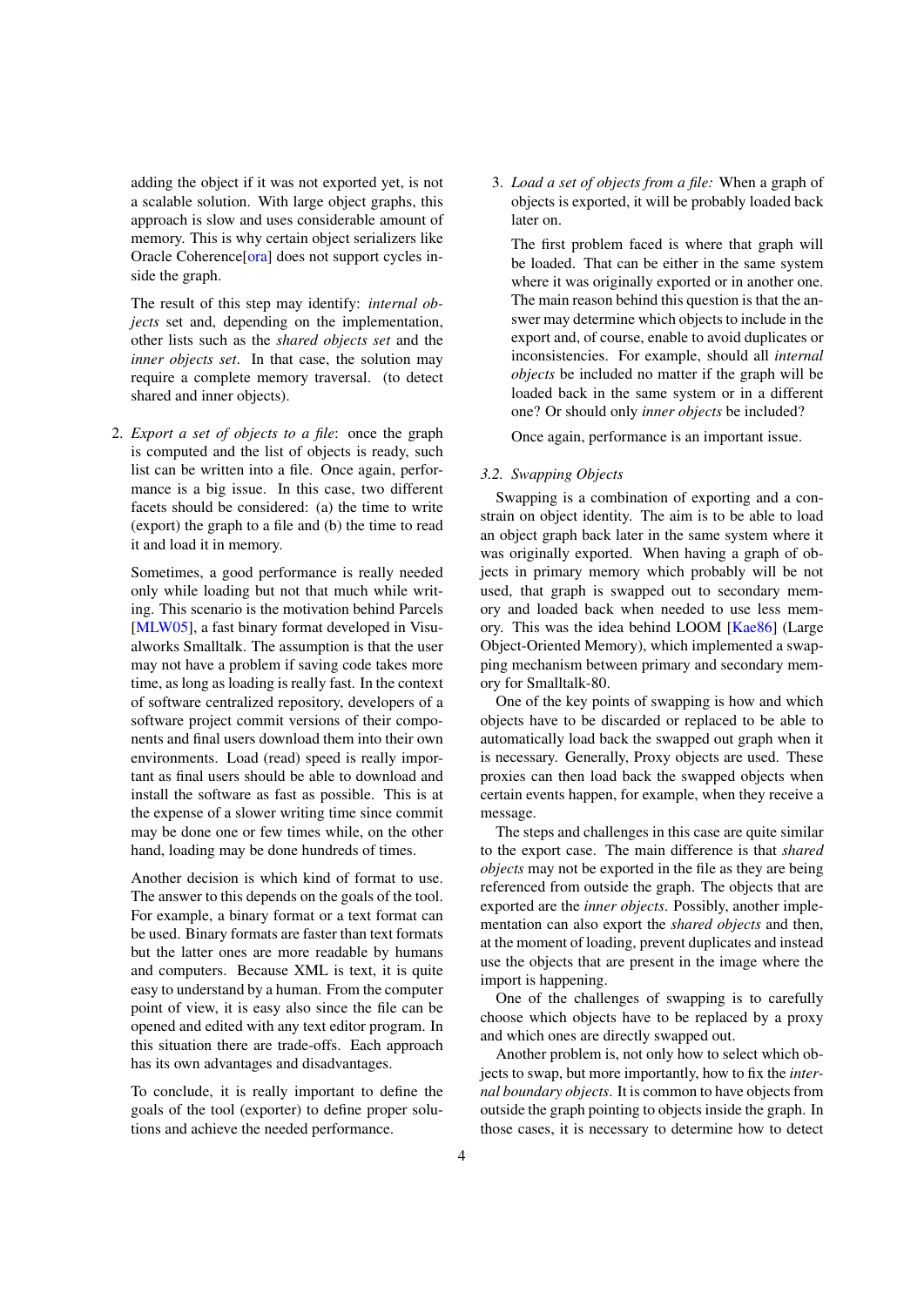adding the object if it was not exported yet, is not a scalable solution. With large object graphs, this approach is slow and uses considerable amount of memory. This is why certain object serializers like Oracle Coherence[ora] does not support cycles inside the graph.

The result of this step may identify: *internal objects* set and, depending on the implementation, other lists such as the *shared objects set* and the *inner objects set*. In that case, the solution may require a complete memory traversal. (to detect shared and inner objects).

2. *Export a set of objects to a file*: once the graph is computed and the list of objects is ready, such list can be written into a file. Once again, performance is a big issue. In this case, two different facets should be considered: (a) the time to write (export) the graph to a file and (b) the time to read it and load it in memory.

   Sometimes, a good performance is really needed only while loading but not that much while writing. This scenario is the motivation behind Parcels [MLW05], a fast binary format developed in Visualworks Smalltalk. The assumption is that the user may not have a problem if saving code takes more time, as long as loading is really fast. In the context of software centralized repository, developers of a software project commit versions of their components and final users download them into their own environments. Load (read) speed is really important as final users should be able to download and install the software as fast as possible. This is at the expense of a slower writing time since commit may be done one or few times while, on the other hand, loading may be done hundreds of times.

   Another decision is which kind of format to use. The answer to this depends on the goals of the tool. For example, a binary format or a text format can be used. Binary formats are faster than text formats but the latter ones are more readable by humans and computers. Because XML is text, it is quite easy to understand by a human. From the computer point of view, it is easy also since the file can be opened and edited with any text editor program. In this situation there are trade-offs. Each approach has its own advantages and disadvantages.

   To conclude, it is really important to define the goals of the tool (exporter) to define proper solutions and achieve the needed performance.

3. *Load a set of objects from a file:* When a graph of objects is exported, it will be probably loaded back later on.

   The first problem faced is where that graph will be loaded. That can be either in the same system where it was originally exported or in another one. The main reason behind this question is that the answer may determine which objects to include in the export and, of course, enable to avoid duplicates or inconsistencies. For example, should all *internal objects* be included no matter if the graph will be loaded back in the same system or in a different one? Or should only *inner objects* be included?

   Once again, performance is an important issue.

### 3.2. Swapping Objects

Swapping is a combination of exporting and a constrain on object identity. The aim is to be able to load an object graph back later in the same system where it was originally exported. When having a graph of objects in primary memory which probably will be not used, that graph is swapped out to secondary memory and loaded back when needed to use less memory. This was the idea behind LOOM [Kae86] (Large Object-Oriented Memory), which implemented a swapping mechanism between primary and secondary memory for Smalltalk-80.

One of the key points of swapping is how and which objects have to be discarded or replaced to be able to automatically load back the swapped out graph when it is necessary. Generally, Proxy objects are used. These proxies can then load back the swapped objects when certain events happen, for example, when they receive a message.

The steps and challenges in this case are quite similar to the export case. The main difference is that *shared objects* may not be exported in the file as they are being referenced from outside the graph. The objects that are exported are the *inner objects*. Possibly, another implementation can also export the *shared objects* and then, at the moment of loading, prevent duplicates and instead use the objects that are present in the image where the import is happening.

One of the challenges of swapping is to carefully choose which objects have to be replaced by a proxy and which ones are directly swapped out.

Another problem is, not only how to select which objects to swap, but more importantly, how to fix the *internal boundary objects*. It is common to have objects from outside the graph pointing to objects inside the graph. In those cases, it is necessary to determine how to detect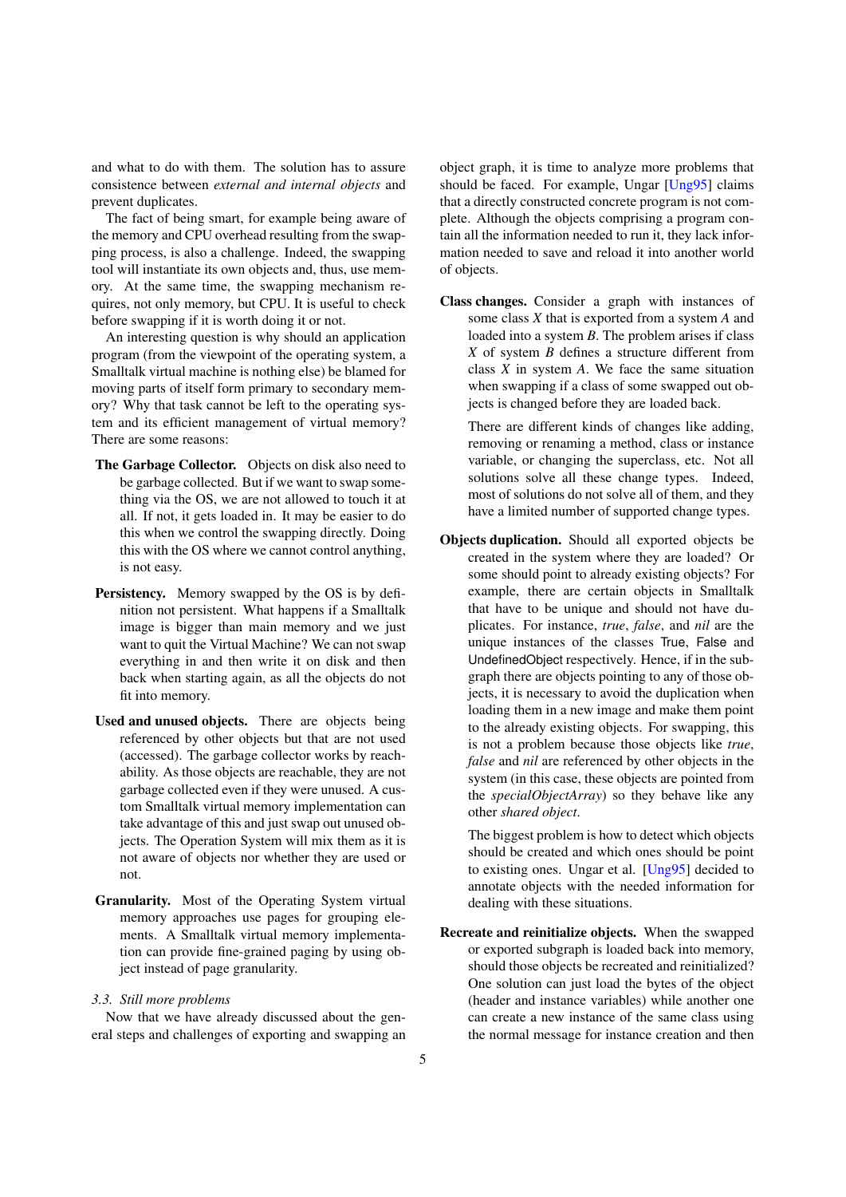and what to do with them. The solution has to assure consistence between *external and internal objects* and prevent duplicates.

The fact of being smart, for example being aware of the memory and CPU overhead resulting from the swapping process, is also a challenge. Indeed, the swapping tool will instantiate its own objects and, thus, use memory. At the same time, the swapping mechanism requires, not only memory, but CPU. It is useful to check before swapping if it is worth doing it or not.

An interesting question is why should an application program (from the viewpoint of the operating system, a Smalltalk virtual machine is nothing else) be blamed for moving parts of itself form primary to secondary memory? Why that task cannot be left to the operating system and its efficient management of virtual memory? There are some reasons:

**The Garbage Collector.** Objects on disk also need to be garbage collected. But if we want to swap something via the OS, we are not allowed to touch it at all. If not, it gets loaded in. It may be easier to do this when we control the swapping directly. Doing this with the OS where we cannot control anything, is not easy.

**Persistency.** Memory swapped by the OS is by definition not persistent. What happens if a Smalltalk image is bigger than main memory and we just want to quit the Virtual Machine? We can not swap everything in and then write it on disk and then back when starting again, as all the objects do not fit into memory.

**Used and unused objects.** There are objects being referenced by other objects but that are not used (accessed). The garbage collector works by reachability. As those objects are reachable, they are not garbage collected even if they were unused. A custom Smalltalk virtual memory implementation can take advantage of this and just swap out unused objects. The Operation System will mix them as it is not aware of objects nor whether they are used or not.

**Granularity.** Most of the Operating System virtual memory approaches use pages for grouping elements. A Smalltalk virtual memory implementation can provide fine-grained paging by using object instead of page granularity.

### 3.3. Still more problems

Now that we have already discussed about the general steps and challenges of exporting and swapping an object graph, it is time to analyze more problems that should be faced. For example, Ungar [Ung95] claims that a directly constructed concrete program is not complete. Although the objects comprising a program contain all the information needed to run it, they lack information needed to save and reload it into another world of objects.

**Class changes.** Consider a graph with instances of some class *X* that is exported from a system *A* and loaded into a system *B*. The problem arises if class *X* of system *B* defines a structure different from class *X* in system *A*. We face the same situation when swapping if a class of some swapped out objects is changed before they are loaded back.

There are different kinds of changes like adding, removing or renaming a method, class or instance variable, or changing the superclass, etc. Not all solutions solve all these change types. Indeed, most of solutions do not solve all of them, and they have a limited number of supported change types.

**Objects duplication.** Should all exported objects be created in the system where they are loaded? Or some should point to already existing objects? For example, there are certain objects in Smalltalk that have to be unique and should not have duplicates. For instance, *true*, *false*, and *nil* are the unique instances of the classes True, False and UndefinedObject respectively. Hence, if in the subgraph there are objects pointing to any of those objects, it is necessary to avoid the duplication when loading them in a new image and make them point to the already existing objects. For swapping, this is not a problem because those objects like *true*, *false* and *nil* are referenced by other objects in the system (in this case, these objects are pointed from the *specialObjectArray*) so they behave like any other *shared object*.

The biggest problem is how to detect which objects should be created and which ones should be point to existing ones. Ungar et al. [Ung95] decided to annotate objects with the needed information for dealing with these situations.

**Recreate and reinitialize objects.** When the swapped or exported subgraph is loaded back into memory, should those objects be recreated and reinitialized? One solution can just load the bytes of the object (header and instance variables) while another one can create a new instance of the same class using the normal message for instance creation and then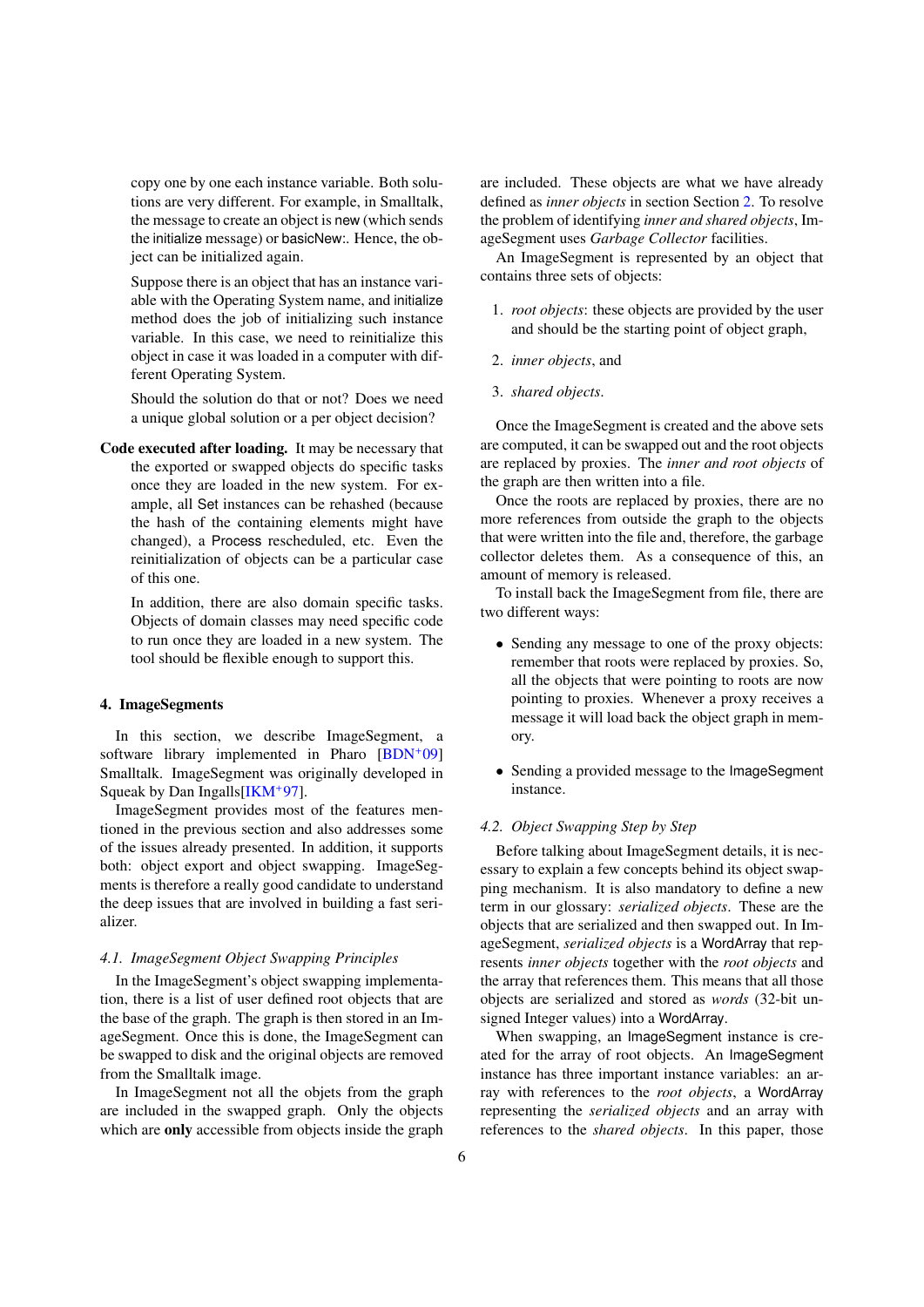copy one by one each instance variable. Both solutions are very different. For example, in Smalltalk, the message to create an object is new (which sends the initialize message) or basicNew:. Hence, the object can be initialized again.

Suppose there is an object that has an instance variable with the Operating System name, and initialize method does the job of initializing such instance variable. In this case, we need to reinitialize this object in case it was loaded in a computer with different Operating System.

Should the solution do that or not? Does we need a unique global solution or a per object decision?

**Code executed after loading.** It may be necessary that the exported or swapped objects do specific tasks once they are loaded in the new system. For example, all Set instances can be rehashed (because the hash of the containing elements might have changed), a Process rescheduled, etc. Even the reinitialization of objects can be a particular case of this one.

In addition, there are also domain specific tasks. Objects of domain classes may need specific code to run once they are loaded in a new system. The tool should be flexible enough to support this.

## 4. ImageSegments

In this section, we describe ImageSegment, a software library implemented in Pharo [BDN+09] Smalltalk. ImageSegment was originally developed in Squeak by Dan Ingalls[IKM+97].

ImageSegment provides most of the features mentioned in the previous section and also addresses some of the issues already presented. In addition, it supports both: object export and object swapping. ImageSegments is therefore a really good candidate to understand the deep issues that are involved in building a fast serializer.

### 4.1. ImageSegment Object Swapping Principles

In the ImageSegment's object swapping implementation, there is a list of user defined root objects that are the base of the graph. The graph is then stored in an ImageSegment. Once this is done, the ImageSegment can be swapped to disk and the original objects are removed from the Smalltalk image.

In ImageSegment not all the objets from the graph are included in the swapped graph. Only the objects which are **only** accessible from objects inside the graph are included. These objects are what we have already defined as *inner objects* in section Section 2. To resolve the problem of identifying *inner and shared objects*, ImageSegment uses *Garbage Collector* facilities.

An ImageSegment is represented by an object that contains three sets of objects:

1. *root objects*: these objects are provided by the user and should be the starting point of object graph,
2. *inner objects*, and
3. *shared objects*.

Once the ImageSegment is created and the above sets are computed, it can be swapped out and the root objects are replaced by proxies. The *inner and root objects* of the graph are then written into a file.

Once the roots are replaced by proxies, there are no more references from outside the graph to the objects that were written into the file and, therefore, the garbage collector deletes them. As a consequence of this, an amount of memory is released.

To install back the ImageSegment from file, there are two different ways:

- Sending any message to one of the proxy objects: remember that roots were replaced by proxies. So, all the objects that were pointing to roots are now pointing to proxies. Whenever a proxy receives a message it will load back the object graph in memory.
- Sending a provided message to the ImageSegment instance.

### 4.2. Object Swapping Step by Step

Before talking about ImageSegment details, it is necessary to explain a few concepts behind its object swapping mechanism. It is also mandatory to define a new term in our glossary: *serialized objects*. These are the objects that are serialized and then swapped out. In ImageSegment, *serialized objects* is a WordArray that represents *inner objects* together with the *root objects* and the array that references them. This means that all those objects are serialized and stored as *words* (32-bit unsigned Integer values) into a WordArray.

When swapping, an ImageSegment instance is created for the array of root objects. An ImageSegment instance has three important instance variables: an array with references to the *root objects*, a WordArray representing the *serialized objects* and an array with references to the *shared objects*. In this paper, those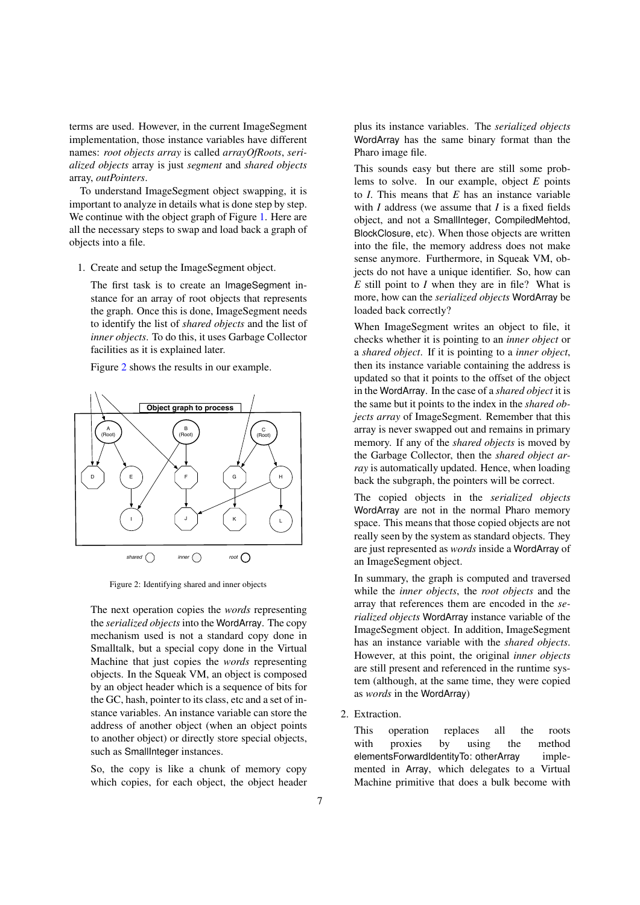terms are used. However, in the current ImageSegment implementation, those instance variables have different names: *root objects array* is called *arrayOfRoots*, *serialized objects* array is just *segment* and *shared objects* array, *outPointers*.

To understand ImageSegment object swapping, it is important to analyze in details what is done step by step. We continue with the object graph of Figure 1. Here are all the necessary steps to swap and load back a graph of objects into a file.

1. Create and setup the ImageSegment object.

   The first task is to create an ImageSegment instance for an array of root objects that represents the graph. Once this is done, ImageSegment needs to identify the list of *shared objects* and the list of *inner objects*. To do this, it uses Garbage Collector facilities as it is explained later.

   Figure 2 shows the results in our example.

   Figure 2: Identifying shared and inner objects

   The next operation copies the *words* representing the *serialized objects* into the WordArray. The copy mechanism used is not a standard copy done in Smalltalk, but a special copy done in the Virtual Machine that just copies the *words* representing objects. In the Squeak VM, an object is composed by an object header which is a sequence of bits for the GC, hash, pointer to its class, etc and a set of instance variables. An instance variable can store the address of another object (when an object points to another object) or directly store special objects, such as SmallInteger instances.

   So, the copy is like a chunk of memory copy which copies, for each object, the object header plus its instance variables. The *serialized objects* WordArray has the same binary format than the Pharo image file.

   This sounds easy but there are still some problems to solve. In our example, object *E* points to *I*. This means that *E* has an instance variable with *I* address (we assume that *I* is a fixed fields object, and not a SmallInteger, CompiledMehtod, BlockClosure, etc). When those objects are written into the file, the memory address does not make sense anymore. Furthermore, in Squeak VM, objects do not have a unique identifier. So, how can *E* still point to *I* when they are in file? What is more, how can the *serialized objects* WordArray be loaded back correctly?

   When ImageSegment writes an object to file, it checks whether it is pointing to an *inner object* or a *shared object*. If it is pointing to a *inner object*, then its instance variable containing the address is updated so that it points to the offset of the object in the WordArray. In the case of a *shared object* it is the same but it points to the index in the *shared objects array* of ImageSegment. Remember that this array is never swapped out and remains in primary memory. If any of the *shared objects* is moved by the Garbage Collector, then the *shared object array* is automatically updated. Hence, when loading back the subgraph, the pointers will be correct.

   The copied objects in the *serialized objects* WordArray are not in the normal Pharo memory space. This means that those copied objects are not really seen by the system as standard objects. They are just represented as *words* inside a WordArray of an ImageSegment object.

   In summary, the graph is computed and traversed while the *inner objects*, the *root objects* and the array that references them are encoded in the *serialized objects* WordArray instance variable of the ImageSegment object. In addition, ImageSegment has an instance variable with the *shared objects*. However, at this point, the original *inner objects* are still present and referenced in the runtime system (although, at the same time, they were copied as *words* in the WordArray)

2. Extraction.

   This operation replaces all the roots with proxies by using the method elementsForwardIdentityTo: otherArray implemented in Array, which delegates to a Virtual Machine primitive that does a bulk become with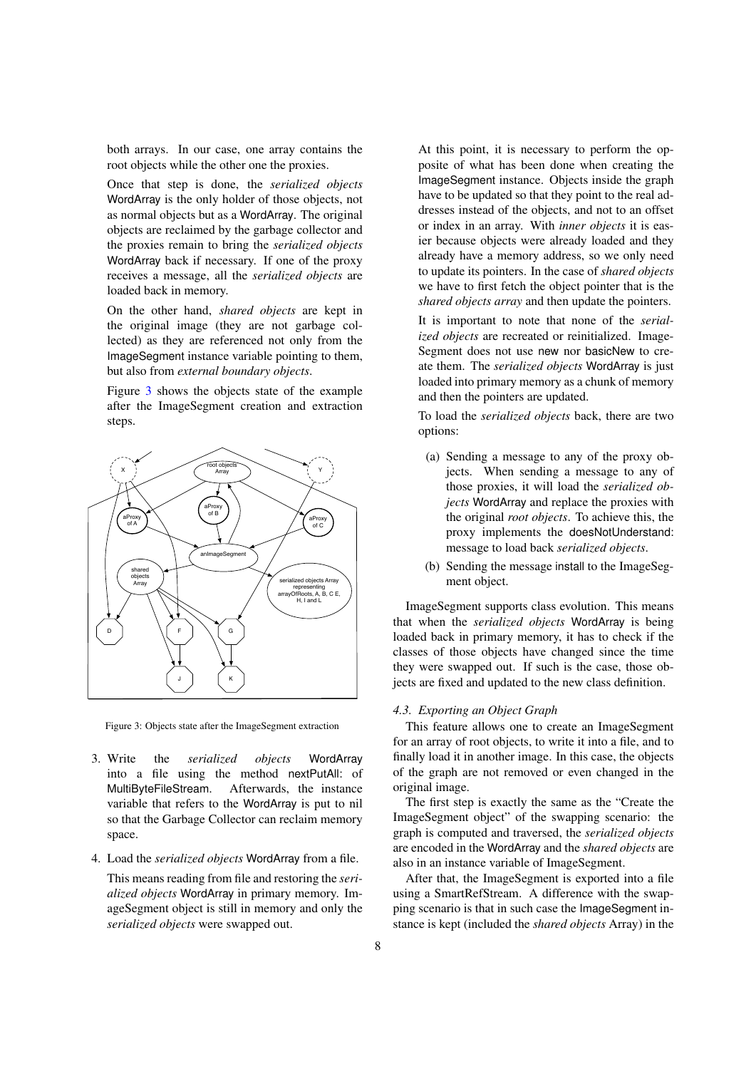both arrays. In our case, one array contains the root objects while the other one the proxies.

Once that step is done, the *serialized objects* WordArray is the only holder of those objects, not as normal objects but as a WordArray. The original objects are reclaimed by the garbage collector and the proxies remain to bring the *serialized objects* WordArray back if necessary. If one of the proxy receives a message, all the *serialized objects* are loaded back in memory.

On the other hand, *shared objects* are kept in the original image (they are not garbage collected) as they are referenced not only from the ImageSegment instance variable pointing to them, but also from *external boundary objects*.

Figure 3 shows the objects state of the example after the ImageSegment creation and extraction steps.

X
root objects Array
Y
aProxy of A
aProxy of B
aProxy of C
anImageSegment
shared objects Array
serialized objects Array representing arrayOfRoots, A, B, C E, H, I and L
D
F
G
J
K

Figure 3: Objects state after the ImageSegment extraction

3. Write the *serialized objects* WordArray into a file using the method nextPutAll: of MultiByteFileStream. Afterwards, the instance variable that refers to the WordArray is put to nil so that the Garbage Collector can reclaim memory space.

4. Load the *serialized objects* WordArray from a file.

   This means reading from file and restoring the *serialized objects* WordArray in primary memory. ImageSegment object is still in memory and only the *serialized objects* were swapped out.

   At this point, it is necessary to perform the opposite of what has been done when creating the ImageSegment instance. Objects inside the graph have to be updated so that they point to the real addresses instead of the objects, and not to an offset or index in an array. With *inner objects* it is easier because objects were already loaded and they already have a memory address, so we only need to update its pointers. In the case of *shared objects* we have to first fetch the object pointer that is the *shared objects array* and then update the pointers.

   It is important to note that none of the *serialized objects* are recreated or reinitialized. ImageSegment does not use new nor basicNew to create them. The *serialized objects* WordArray is just loaded into primary memory as a chunk of memory and then the pointers are updated.

   To load the *serialized objects* back, there are two options:

   (a) Sending a message to any of the proxy objects. When sending a message to any of those proxies, it will load the *serialized objects* WordArray and replace the proxies with the original *root objects*. To achieve this, the proxy implements the doesNotUnderstand: message to load back *serialized objects*.

   (b) Sending the message install to the ImageSegment object.

ImageSegment supports class evolution. This means that when the *serialized objects* WordArray is being loaded back in primary memory, it has to check if the classes of those objects have changed since the time they were swapped out. If such is the case, those objects are fixed and updated to the new class definition.

### 4.3. Exporting an Object Graph

This feature allows one to create an ImageSegment for an array of root objects, to write it into a file, and to finally load it in another image. In this case, the objects of the graph are not removed or even changed in the original image.

The first step is exactly the same as the "Create the ImageSegment object" of the swapping scenario: the graph is computed and traversed, the *serialized objects* are encoded in the WordArray and the *shared objects* are also in an instance variable of ImageSegment.

After that, the ImageSegment is exported into a file using a SmartRefStream. A difference with the swapping scenario is that in such case the ImageSegment instance is kept (included the *shared objects* Array) in the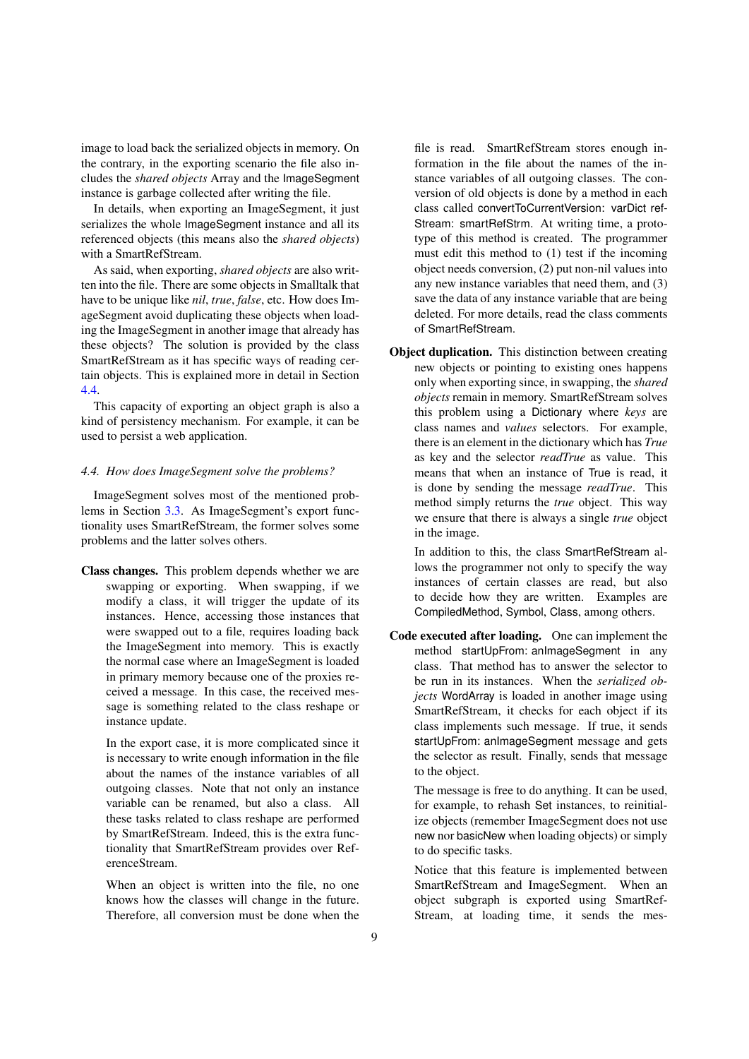image to load back the serialized objects in memory. On the contrary, in the exporting scenario the file also includes the *shared objects* Array and the ImageSegment instance is garbage collected after writing the file.

In details, when exporting an ImageSegment, it just serializes the whole ImageSegment instance and all its referenced objects (this means also the *shared objects*) with a SmartRefStream.

As said, when exporting, *shared objects* are also written into the file. There are some objects in Smalltalk that have to be unique like *nil*, *true*, *false*, etc. How does ImageSegment avoid duplicating these objects when loading the ImageSegment in another image that already has these objects? The solution is provided by the class SmartRefStream as it has specific ways of reading certain objects. This is explained more in detail in Section 4.4.

This capacity of exporting an object graph is also a kind of persistency mechanism. For example, it can be used to persist a web application.

### 4.4. How does ImageSegment solve the problems?

ImageSegment solves most of the mentioned problems in Section 3.3. As ImageSegment's export functionality uses SmartRefStream, the former solves some problems and the latter solves others.

**Class changes.** This problem depends whether we are swapping or exporting. When swapping, if we modify a class, it will trigger the update of its instances. Hence, accessing those instances that were swapped out to a file, requires loading back the ImageSegment into memory. This is exactly the normal case where an ImageSegment is loaded in primary memory because one of the proxies received a message. In this case, the received message is something related to the class reshape or instance update.

In the export case, it is more complicated since it is necessary to write enough information in the file about the names of the instance variables of all outgoing classes. Note that not only an instance variable can be renamed, but also a class. All these tasks related to class reshape are performed by SmartRefStream. Indeed, this is the extra functionality that SmartRefStream provides over ReferenceStream.

When an object is written into the file, no one knows how the classes will change in the future. Therefore, all conversion must be done when the file is read. SmartRefStream stores enough information in the file about the names of the instance variables of all outgoing classes. The conversion of old objects is done by a method in each class called convertToCurrentVersion: varDict refStream: smartRefStrm. At writing time, a prototype of this method is created. The programmer must edit this method to (1) test if the incoming object needs conversion, (2) put non-nil values into any new instance variables that need them, and (3) save the data of any instance variable that are being deleted. For more details, read the class comments of SmartRefStream.

**Object duplication.** This distinction between creating new objects or pointing to existing ones happens only when exporting since, in swapping, the *shared objects* remain in memory. SmartRefStream solves this problem using a Dictionary where *keys* are class names and *values* selectors. For example, there is an element in the dictionary which has *True* as key and the selector *readTrue* as value. This means that when an instance of True is read, it is done by sending the message *readTrue*. This method simply returns the *true* object. This way we ensure that there is always a single *true* object in the image.

In addition to this, the class SmartRefStream allows the programmer not only to specify the way instances of certain classes are read, but also to decide how they are written. Examples are CompiledMethod, Symbol, Class, among others.

**Code executed after loading.** One can implement the method startUpFrom: anImageSegment in any class. That method has to answer the selector to be run in its instances. When the *serialized objects* WordArray is loaded in another image using SmartRefStream, it checks for each object if its class implements such message. If true, it sends startUpFrom: anImageSegment message and gets the selector as result. Finally, sends that message to the object.

The message is free to do anything. It can be used, for example, to rehash Set instances, to reinitialize objects (remember ImageSegment does not use new nor basicNew when loading objects) or simply to do specific tasks.

Notice that this feature is implemented between SmartRefStream and ImageSegment. When an object subgraph is exported using SmartRefStream, at loading time, it sends the mes-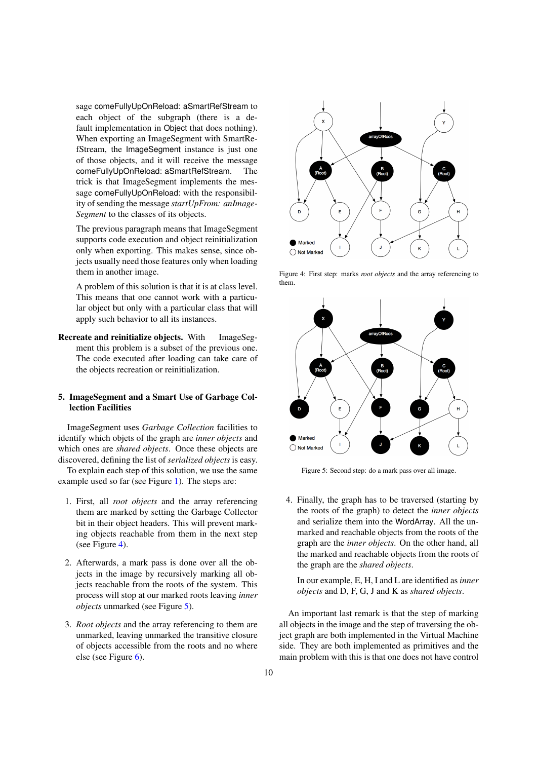sage comeFullyUpOnReload: aSmartRefStream to each object of the subgraph (there is a default implementation in Object that does nothing). When exporting an ImageSegment with SmartRefStream, the ImageSegment instance is just one of those objects, and it will receive the message comeFullyUpOnReload: aSmartRefStream. The trick is that ImageSegment implements the message comeFullyUpOnReload: with the responsibility of sending the message *startUpFrom: anImageSegment* to the classes of its objects.

The previous paragraph means that ImageSegment supports code execution and object reinitialization only when exporting. This makes sense, since objects usually need those features only when loading them in another image.

A problem of this solution is that it is at class level. This means that one cannot work with a particular object but only with a particular class that will apply such behavior to all its instances.

**Recreate and reinitialize objects.** With ImageSegment this problem is a subset of the previous one. The code executed after loading can take care of the objects recreation or reinitialization.

## 5. ImageSegment and a Smart Use of Garbage Collection Facilities

ImageSegment uses *Garbage Collection* facilities to identify which objets of the graph are *inner objects* and which ones are *shared objects*. Once these objects are discovered, defining the list of *serialized objects* is easy.

To explain each step of this solution, we use the same example used so far (see Figure 1). The steps are:

1. First, all *root objects* and the array referencing them are marked by setting the Garbage Collector bit in their object headers. This will prevent marking objects reachable from them in the next step (see Figure 4).

2. Afterwards, a mark pass is done over all the objects in the image by recursively marking all objects reachable from the roots of the system. This process will stop at our marked roots leaving *inner objects* unmarked (see Figure 5).

3. *Root objects* and the array referencing to them are unmarked, leaving unmarked the transitive closure of objects accessible from the roots and no where else (see Figure 6).

Figure 4: First step: marks *root objects* and the array referencing to them.

Figure 5: Second step: do a mark pass over all image.

4. Finally, the graph has to be traversed (starting by the roots of the graph) to detect the *inner objects* and serialize them into the WordArray. All the unmarked and reachable objects from the roots of the graph are the *inner objects*. On the other hand, all the marked and reachable objects from the roots of the graph are the *shared objects*.

   In our example, E, H, I and L are identified as *inner objects* and D, F, G, J and K as *shared objects*.

An important last remark is that the step of marking all objects in the image and the step of traversing the object graph are both implemented in the Virtual Machine side. They are both implemented as primitives and the main problem with this is that one does not have control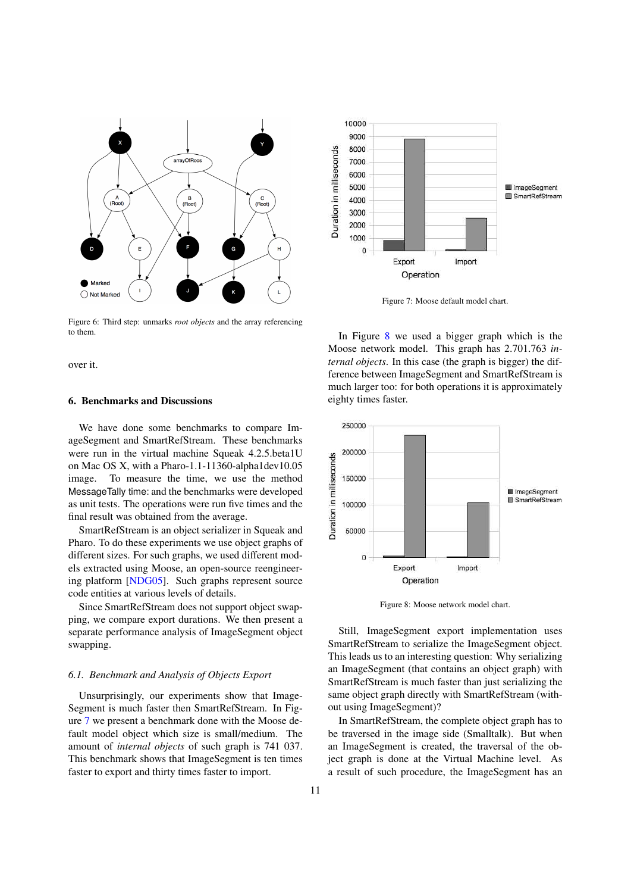Figure 6: Third step: unmarks *root objects* and the array referencing to them.

over it.

## 6. Benchmarks and Discussions

We have done some benchmarks to compare ImageSegment and SmartRefStream. These benchmarks were run in the virtual machine Squeak 4.2.5.beta1U on Mac OS X, with a Pharo-1.1-11360-alpha1dev10.05 image. To measure the time, we use the method MessageTally time: and the benchmarks were developed as unit tests. The operations were run five times and the final result was obtained from the average.

SmartRefStream is an object serializer in Squeak and Pharo. To do these experiments we use object graphs of different sizes. For such graphs, we used different models extracted using Moose, an open-source reengineering platform [NDG05]. Such graphs represent source code entities at various levels of details.

Since SmartRefStream does not support object swapping, we compare export durations. We then present a separate performance analysis of ImageSegment object swapping.

### 6.1. Benchmark and Analysis of Objects Export

Unsurprisingly, our experiments show that ImageSegment is much faster then SmartRefStream. In Figure 7 we present a benchmark done with the Moose default model object which size is small/medium. The amount of *internal objects* of such graph is 741 037. This benchmark shows that ImageSegment is ten times faster to export and thirty times faster to import.

Figure 7: Moose default model chart.

In Figure 8 we used a bigger graph which is the Moose network model. This graph has 2.701.763 *internal objects*. In this case (the graph is bigger) the difference between ImageSegment and SmartRefStream is much larger too: for both operations it is approximately eighty times faster.

Figure 8: Moose network model chart.

Still, ImageSegment export implementation uses SmartRefStream to serialize the ImageSegment object. This leads us to an interesting question: Why serializing an ImageSegment (that contains an object graph) with SmartRefStream is much faster than just serializing the same object graph directly with SmartRefStream (without using ImageSegment)?

In SmartRefStream, the complete object graph has to be traversed in the image side (Smalltalk). But when an ImageSegment is created, the traversal of the object graph is done at the Virtual Machine level. As a result of such procedure, the ImageSegment has an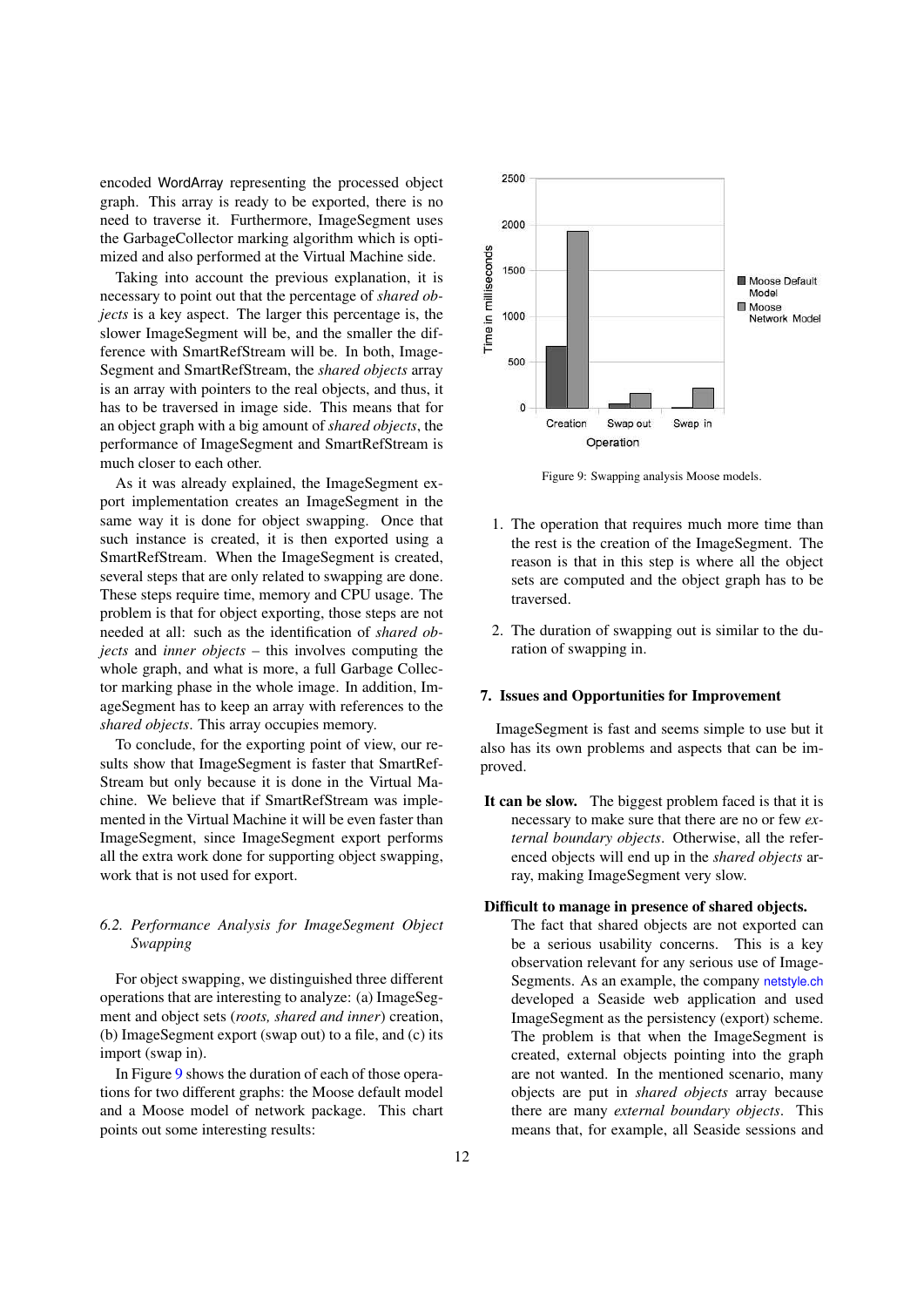encoded WordArray representing the processed object graph. This array is ready to be exported, there is no need to traverse it. Furthermore, ImageSegment uses the GarbageCollector marking algorithm which is optimized and also performed at the Virtual Machine side.

Taking into account the previous explanation, it is necessary to point out that the percentage of *shared objects* is a key aspect. The larger this percentage is, the slower ImageSegment will be, and the smaller the difference with SmartRefStream will be. In both, ImageSegment and SmartRefStream, the *shared objects* array is an array with pointers to the real objects, and thus, it has to be traversed in image side. This means that for an object graph with a big amount of *shared objects*, the performance of ImageSegment and SmartRefStream is much closer to each other.

As it was already explained, the ImageSegment export implementation creates an ImageSegment in the same way it is done for object swapping. Once that such instance is created, it is then exported using a SmartRefStream. When the ImageSegment is created, several steps that are only related to swapping are done. These steps require time, memory and CPU usage. The problem is that for object exporting, those steps are not needed at all: such as the identification of *shared objects* and *inner objects* – this involves computing the whole graph, and what is more, a full Garbage Collector marking phase in the whole image. In addition, ImageSegment has to keep an array with references to the *shared objects*. This array occupies memory.

To conclude, for the exporting point of view, our results show that ImageSegment is faster than SmartRefStream but only because it is done in the Virtual Machine. We believe that if SmartRefStream was implemented in the Virtual Machine it will be even faster than ImageSegment, since ImageSegment export performs all the extra work done for supporting object swapping, work that is not used for export.

### 6.2. Performance Analysis for ImageSegment Object Swapping

For object swapping, we distinguished three different operations that are interesting to analyze: (a) ImageSegment and object sets (*roots, shared and inner*) creation, (b) ImageSegment export (swap out) to a file, and (c) its import (swap in).

In Figure 9 shows the duration of each of those operations for two different graphs: the Moose default model and a Moose model of network package. This chart points out some interesting results:

Figure 9: Swapping analysis Moose models.

1. The operation that requires much more time than the rest is the creation of the ImageSegment. The reason is that in this step is where all the object sets are computed and the object graph has to be traversed.

2. The duration of swapping out is similar to the duration of swapping in.

## 7. Issues and Opportunities for Improvement

ImageSegment is fast and seems simple to use but it also has its own problems and aspects that can be improved.

**It can be slow.** The biggest problem faced is that it is necessary to make sure that there are no or few *external boundary objects*. Otherwise, all the referenced objects will end up in the *shared objects* array, making ImageSegment very slow.

**Difficult to manage in presence of shared objects.** The fact that shared objects are not exported can be a serious usability concerns. This is a key observation relevant for any serious use of ImageSegments. As an example, the company netstyle.ch developed a Seaside web application and used ImageSegment as the persistency (export) scheme. The problem is that when the ImageSegment is created, external objects pointing into the graph are not wanted. In the mentioned scenario, many objects are put in *shared objects* array because there are many *external boundary objects*. This means that, for example, all Seaside sessions and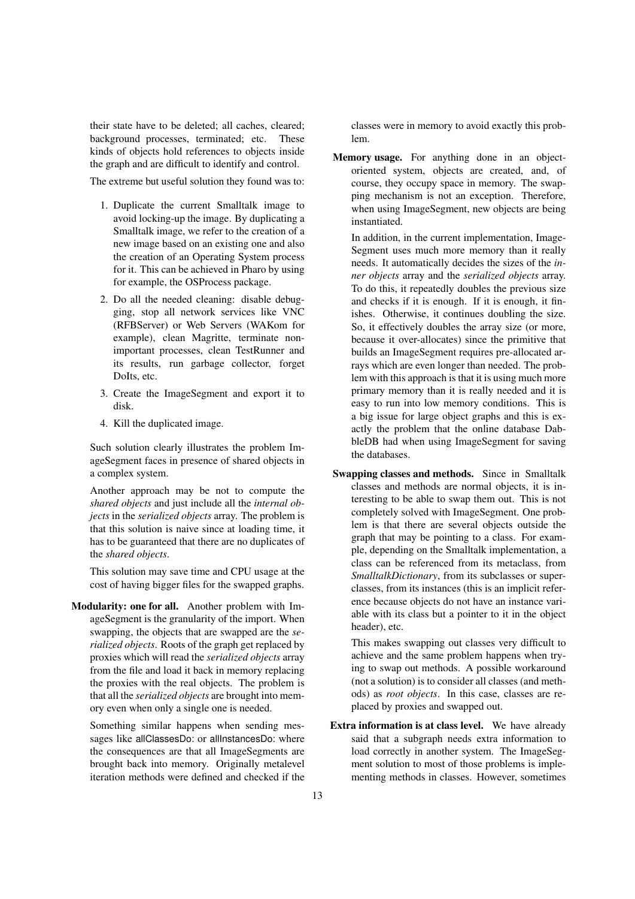their state have to be deleted; all caches, cleared; background processes, terminated; etc. These kinds of objects hold references to objects inside the graph and are difficult to identify and control.

The extreme but useful solution they found was to:

1. Duplicate the current Smalltalk image to avoid locking-up the image. By duplicating a Smalltalk image, we refer to the creation of a new image based on an existing one and also the creation of an Operating System process for it. This can be achieved in Pharo by using for example, the OSProcess package.
2. Do all the needed cleaning: disable debugging, stop all network services like VNC (RFBServer) or Web Servers (WAKom for example), clean Magritte, terminate non-important processes, clean TestRunner and its results, run garbage collector, forget DoIts, etc.
3. Create the ImageSegment and export it to disk.
4. Kill the duplicated image.

Such solution clearly illustrates the problem ImageSegment faces in presence of shared objects in a complex system.

Another approach may be not to compute the *shared objects* and just include all the *internal objects* in the *serialized objects* array. The problem is that this solution is naive since at loading time, it has to be guaranteed that there are no duplicates of the *shared objects*.

This solution may save time and CPU usage at the cost of having bigger files for the swapped graphs.

**Modularity: one for all.** Another problem with ImageSegment is the granularity of the import. When swapping, the objects that are swapped are the *serialized objects*. Roots of the graph get replaced by proxies which will read the *serialized objects* array from the file and load it back in memory replacing the proxies with the real objects. The problem is that all the *serialized objects* are brought into memory even when only a single one is needed.

Something similar happens when sending messages like allClassesDo: or allInstancesDo: where the consequences are that all ImageSegments are brought back into memory. Originally metalevel iteration methods were defined and checked if the classes were in memory to avoid exactly this problem.

**Memory usage.** For anything done in an object-oriented system, objects are created, and, of course, they occupy space in memory. The swapping mechanism is not an exception. Therefore, when using ImageSegment, new objects are being instantiated.

In addition, in the current implementation, ImageSegment uses much more memory than it really needs. It automatically decides the sizes of the *inner objects* array and the *serialized objects* array. To do this, it repeatedly doubles the previous size and checks if it is enough. If it is enough, it finishes. Otherwise, it continues doubling the size. So, it effectively doubles the array size (or more, because it over-allocates) since the primitive that builds an ImageSegment requires pre-allocated arrays which are even longer than needed. The problem with this approach is that it is using much more primary memory than it is really needed and it is easy to run into low memory conditions. This is a big issue for large object graphs and this is exactly the problem that the online database DabbleDB had when using ImageSegment for saving the databases.

**Swapping classes and methods.** Since in Smalltalk classes and methods are normal objects, it is interesting to be able to swap them out. This is not completely solved with ImageSegment. One problem is that there are several objects outside the graph that may be pointing to a class. For example, depending on the Smalltalk implementation, a class can be referenced from its metaclass, from *SmalltalkDictionary*, from its subclasses or superclasses, from its instances (this is an implicit reference because objects do not have an instance variable with its class but a pointer to it in the object header), etc.

This makes swapping out classes very difficult to achieve and the same problem happens when trying to swap out methods. A possible workaround (not a solution) is to consider all classes (and methods) as *root objects*. In this case, classes are replaced by proxies and swapped out.

**Extra information is at class level.** We have already said that a subgraph needs extra information to load correctly in another system. The ImageSegment solution to most of those problems is implementing methods in classes. However, sometimes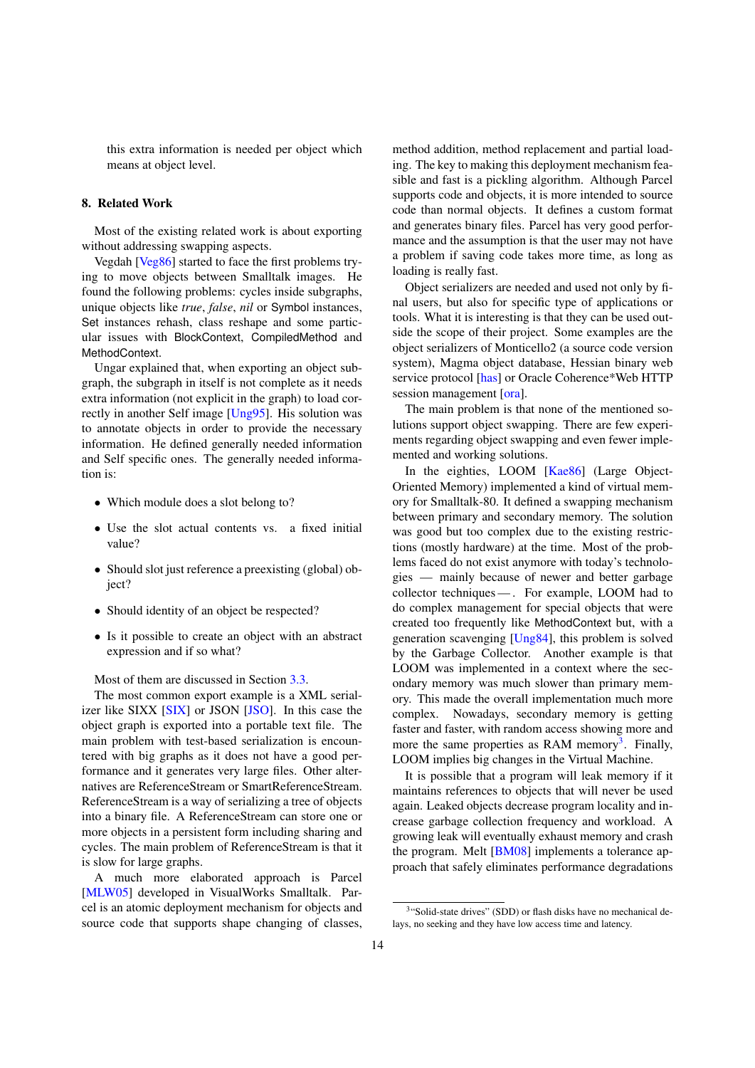this extra information is needed per object which means at object level.

## 8. Related Work

Most of the existing related work is about exporting without addressing swapping aspects.

Vegdah [Veg86] started to face the first problems trying to move objects between Smalltalk images. He found the following problems: cycles inside subgraphs, unique objects like *true*, *false*, *nil* or Symbol instances, Set instances rehash, class reshape and some particular issues with BlockContext, CompiledMethod and MethodContext.

Ungar explained that, when exporting an object subgraph, the subgraph in itself is not complete as it needs extra information (not explicit in the graph) to load correctly in another Self image [Ung95]. His solution was to annotate objects in order to provide the necessary information. He defined generally needed information and Self specific ones. The generally needed information is:

- Which module does a slot belong to?
- Use the slot actual contents vs. a fixed initial value?
- Should slot just reference a preexisting (global) object?
- Should identity of an object be respected?
- Is it possible to create an object with an abstract expression and if so what?

Most of them are discussed in Section 3.3.

The most common export example is a XML serializer like SIXX [SIX] or JSON [JSO]. In this case the object graph is exported into a portable text file. The main problem with test-based serialization is encountered with big graphs as it does not have a good performance and it generates very large files. Other alternatives are ReferenceStream or SmartReferenceStream. ReferenceStream is a way of serializing a tree of objects into a binary file. A ReferenceStream can store one or more objects in a persistent form including sharing and cycles. The main problem of ReferenceStream is that it is slow for large graphs.

A much more elaborated approach is Parcel [MLW05] developed in VisualWorks Smalltalk. Parcel is an atomic deployment mechanism for objects and source code that supports shape changing of classes, method addition, method replacement and partial loading. The key to making this deployment mechanism feasible and fast is a pickling algorithm. Although Parcel supports code and objects, it is more intended to source code than normal objects. It defines a custom format and generates binary files. Parcel has very good performance and the assumption is that the user may not have a problem if saving code takes more time, as long as loading is really fast.

Object serializers are needed and used not only by final users, but also for specific type of applications or tools. What it is interesting is that they can be used outside the scope of their project. Some examples are the object serializers of Monticello2 (a source code version system), Magma object database, Hessian binary web service protocol [has] or Oracle Coherence*Web HTTP session management [ora].

The main problem is that none of the mentioned solutions support object swapping. There are few experiments regarding object swapping and even fewer implemented and working solutions.

In the eighties, LOOM [Kae86] (Large Object-Oriented Memory) implemented a kind of virtual memory for Smalltalk-80. It defined a swapping mechanism between primary and secondary memory. The solution was good but too complex due to the existing restrictions (mostly hardware) at the time. Most of the problems faced do not exist anymore with today's technologies — mainly because of newer and better garbage collector techniques — . For example, LOOM had to do complex management for special objects that were created too frequently like MethodContext but, with a generation scavenging [Ung84], this problem is solved by the Garbage Collector. Another example is that LOOM was implemented in a context where the secondary memory was much slower than primary memory. This made the overall implementation much more complex. Nowadays, secondary memory is getting faster and faster, with random access showing more and more the same properties as RAM memory[3]. Finally, LOOM implies big changes in the Virtual Machine.

It is possible that a program will leak memory if it maintains references to objects that will never be used again. Leaked objects decrease program locality and increase garbage collection frequency and workload. A growing leak will eventually exhaust memory and crash the program. Melt [BM08] implements a tolerance approach that safely eliminates performance degradations

[3] "Solid-state drives" (SDD) or flash disks have no mechanical delays, no seeking and they have low access time and latency.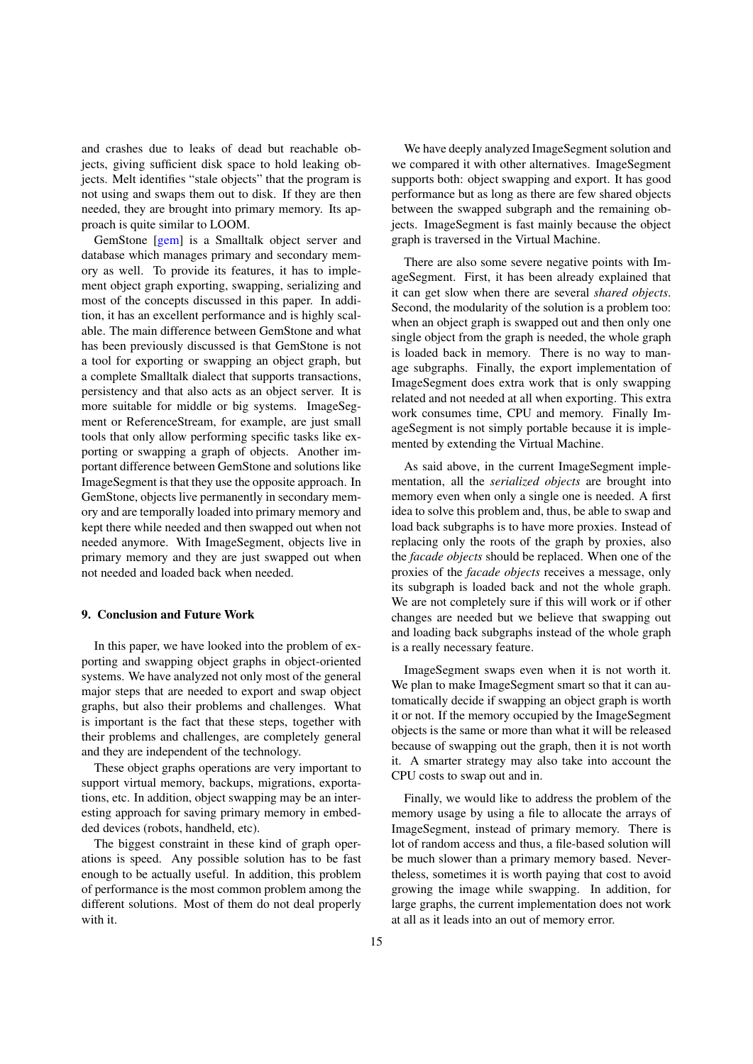and crashes due to leaks of dead but reachable objects, giving sufficient disk space to hold leaking objects. Melt identifies "stale objects" that the program is not using and swaps them out to disk. If they are then needed, they are brought into primary memory. Its approach is quite similar to LOOM.

GemStone [gem] is a Smalltalk object server and database which manages primary and secondary memory as well. To provide its features, it has to implement object graph exporting, swapping, serializing and most of the concepts discussed in this paper. In addition, it has an excellent performance and is highly scalable. The main difference between GemStone and what has been previously discussed is that GemStone is not a tool for exporting or swapping an object graph, but a complete Smalltalk dialect that supports transactions, persistency and that also acts as an object server. It is more suitable for middle or big systems. ImageSegment or ReferenceStream, for example, are just small tools that only allow performing specific tasks like exporting or swapping a graph of objects. Another important difference between GemStone and solutions like ImageSegment is that they use the opposite approach. In GemStone, objects live permanently in secondary memory and are temporally loaded into primary memory and kept there while needed and then swapped out when not needed anymore. With ImageSegment, objects live in primary memory and they are just swapped out when not needed and loaded back when needed.

## 9. Conclusion and Future Work

In this paper, we have looked into the problem of exporting and swapping object graphs in object-oriented systems. We have analyzed not only most of the general major steps that are needed to export and swap object graphs, but also their problems and challenges. What is important is the fact that these steps, together with their problems and challenges, are completely general and they are independent of the technology.

These object graphs operations are very important to support virtual memory, backups, migrations, exportations, etc. In addition, object swapping may be an interesting approach for saving primary memory in embedded devices (robots, handheld, etc).

The biggest constraint in these kind of graph operations is speed. Any possible solution has to be fast enough to be actually useful. In addition, this problem of performance is the most common problem among the different solutions. Most of them do not deal properly with it.

We have deeply analyzed ImageSegment solution and we compared it with other alternatives. ImageSegment supports both: object swapping and export. It has good performance but as long as there are few shared objects between the swapped subgraph and the remaining objects. ImageSegment is fast mainly because the object graph is traversed in the Virtual Machine.

There are also some severe negative points with ImageSegment. First, it has been already explained that it can get slow when there are several *shared objects*. Second, the modularity of the solution is a problem too: when an object graph is swapped out and then only one single object from the graph is needed, the whole graph is loaded back in memory. There is no way to manage subgraphs. Finally, the export implementation of ImageSegment does extra work that is only swapping related and not needed at all when exporting. This extra work consumes time, CPU and memory. Finally ImageSegment is not simply portable because it is implemented by extending the Virtual Machine.

As said above, in the current ImageSegment implementation, all the *serialized objects* are brought into memory even when only a single one is needed. A first idea to solve this problem and, thus, be able to swap and load back subgraphs is to have more proxies. Instead of replacing only the roots of the graph by proxies, also the *facade objects* should be replaced. When one of the proxies of the *facade objects* receives a message, only its subgraph is loaded back and not the whole graph. We are not completely sure if this will work or if other changes are needed but we believe that swapping out and loading back subgraphs instead of the whole graph is a really necessary feature.

ImageSegment swaps even when it is not worth it. We plan to make ImageSegment smart so that it can automatically decide if swapping an object graph is worth it or not. If the memory occupied by the ImageSegment objects is the same or more than what it will be released because of swapping out the graph, then it is not worth it. A smarter strategy may also take into account the CPU costs to swap out and in.

Finally, we would like to address the problem of the memory usage by using a file to allocate the arrays of ImageSegment, instead of primary memory. There is lot of random access and thus, a file-based solution will be much slower than a primary memory based. Nevertheless, sometimes it is worth paying that cost to avoid growing the image while swapping. In addition, for large graphs, the current implementation does not work at all as it leads into an out of memory error.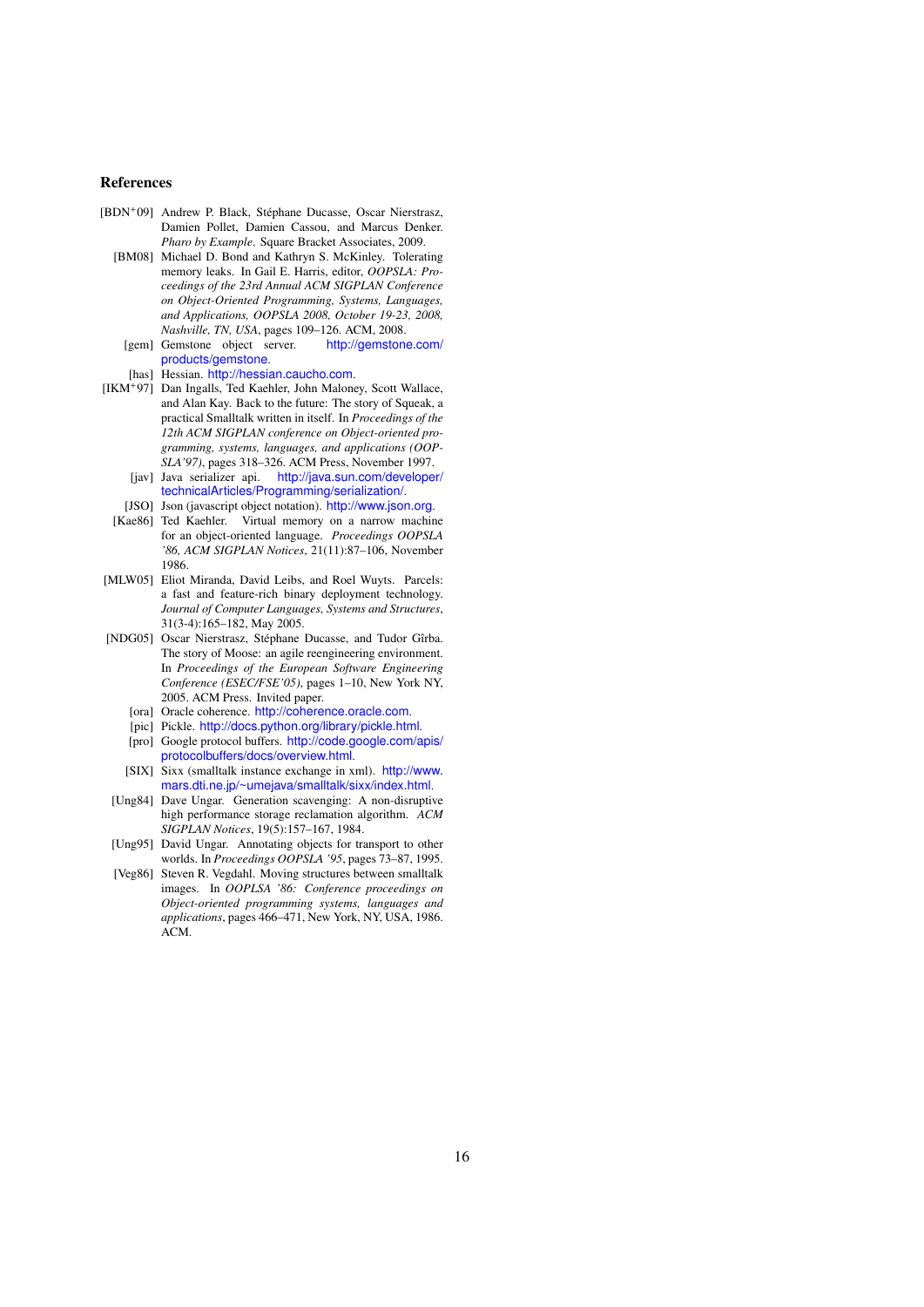## References

[BDN+09] Andrew P. Black, Stéphane Ducasse, Oscar Nierstrasz, Damien Pollet, Damien Cassou, and Marcus Denker. *Pharo by Example*. Square Bracket Associates, 2009.

[BM08] Michael D. Bond and Kathryn S. McKinley. Tolerating memory leaks. In Gail E. Harris, editor, *OOPSLA: Proceedings of the 23rd Annual ACM SIGPLAN Conference on Object-Oriented Programming, Systems, Languages, and Applications, OOPSLA 2008, October 19-23, 2008, Nashville, TN, USA*, pages 109–126. ACM, 2008.

[gem] Gemstone object server. http://gemstone.com/products/gemstone.

[has] Hessian. http://hessian.caucho.com.

[IKM+97] Dan Ingalls, Ted Kaehler, John Maloney, Scott Wallace, and Alan Kay. Back to the future: The story of Squeak, a practical Smalltalk written in itself. In *Proceedings of the 12th ACM SIGPLAN conference on Object-oriented programming, systems, languages, and applications (OOPSLA'97)*, pages 318–326. ACM Press, November 1997.

[jav] Java serializer api. http://java.sun.com/developer/technicalArticles/Programming/serialization/.

[JSO] Json (javascript object notation). http://www.json.org.

[Kae86] Ted Kaehler. Virtual memory on a narrow machine for an object-oriented language. *Proceedings OOPSLA '86, ACM SIGPLAN Notices*, 21(11):87–106, November 1986.

[MLW05] Eliot Miranda, David Leibs, and Roel Wuyts. Parcels: a fast and feature-rich binary deployment technology. *Journal of Computer Languages, Systems and Structures*, 31(3-4):165–182, May 2005.

[NDG05] Oscar Nierstrasz, Stéphane Ducasse, and Tudor Gîrba. The story of Moose: an agile reengineering environment. In *Proceedings of the European Software Engineering Conference (ESEC/FSE'05)*, pages 1–10, New York NY, 2005. ACM Press. Invited paper.

[ora] Oracle coherence. http://coherence.oracle.com.

[pic] Pickle. http://docs.python.org/library/pickle.html.

[pro] Google protocol buffers. http://code.google.com/apis/protocolbuffers/docs/overview.html.

[SIX] Sixx (smalltalk instance exchange in xml). http://www.mars.dti.ne.jp/~umejava/smalltalk/sixx/index.html.

[Ung84] Dave Ungar. Generation scavenging: A non-disruptive high performance storage reclamation algorithm. *ACM SIGPLAN Notices*, 19(5):157–167, 1984.

[Ung95] David Ungar. Annotating objects for transport to other worlds. In *Proceedings OOPSLA '95*, pages 73–87, 1995.

[Veg86] Steven R. Vegdahl. Moving structures between smalltalk images. In *OOPLSA '86: Conference proceedings on Object-oriented programming systems, languages and applications*, pages 466–471, New York, NY, USA, 1986. ACM.